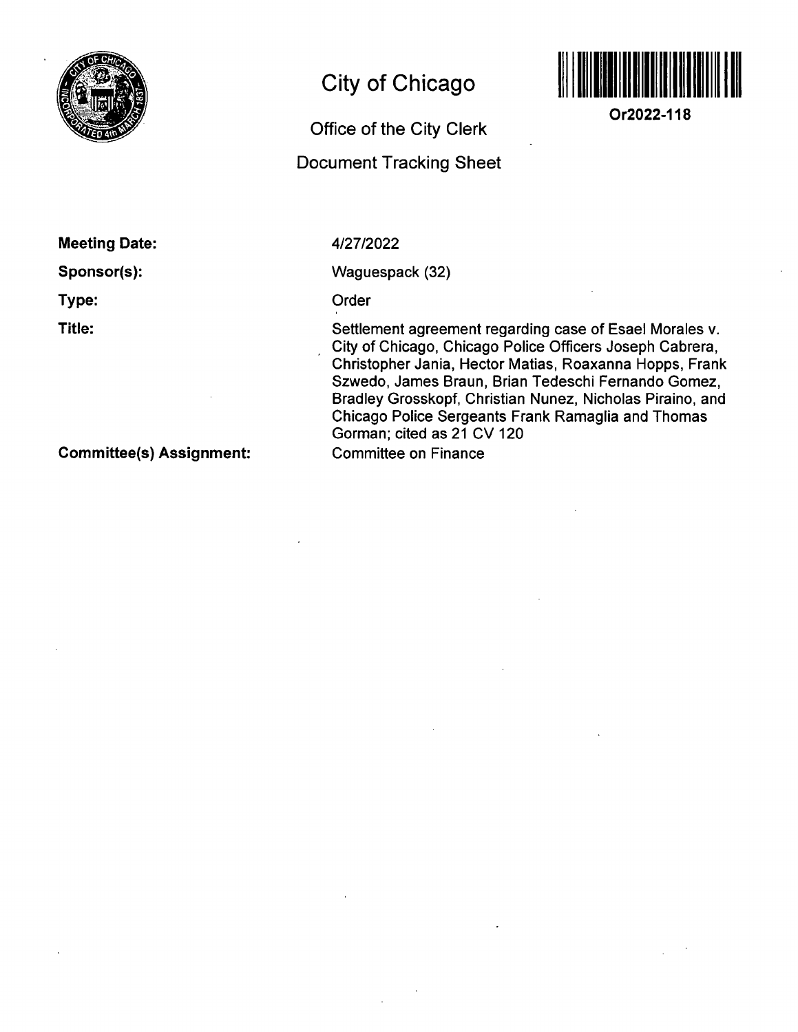# City of Chicago

## Office of the City Clerk

## Document Tracking Sheet

**Or2022-118**

**Meeting Date:** 4/27/2022

**Sponsor(s):** Waguespack (32)

**Type:** Order

**Title:** Settlement agreement regarding case of Esael Morales v. City of Chicago, Chicago Police Officers Joseph Cabrera, Christopher Jania, Hector Matias, Roaxanna Hopps, Frank Szwedo, James Braun, Brian Tedeschi Fernando Gomez, Bradley Grosskopf, Christian Nunez, Nicholas Piraino, and Chicago Police Sergeants Frank Ramaglia and Thomas Gorman; cited as 21 CV 120

**Committee(s) Assignment:** Committee on Finance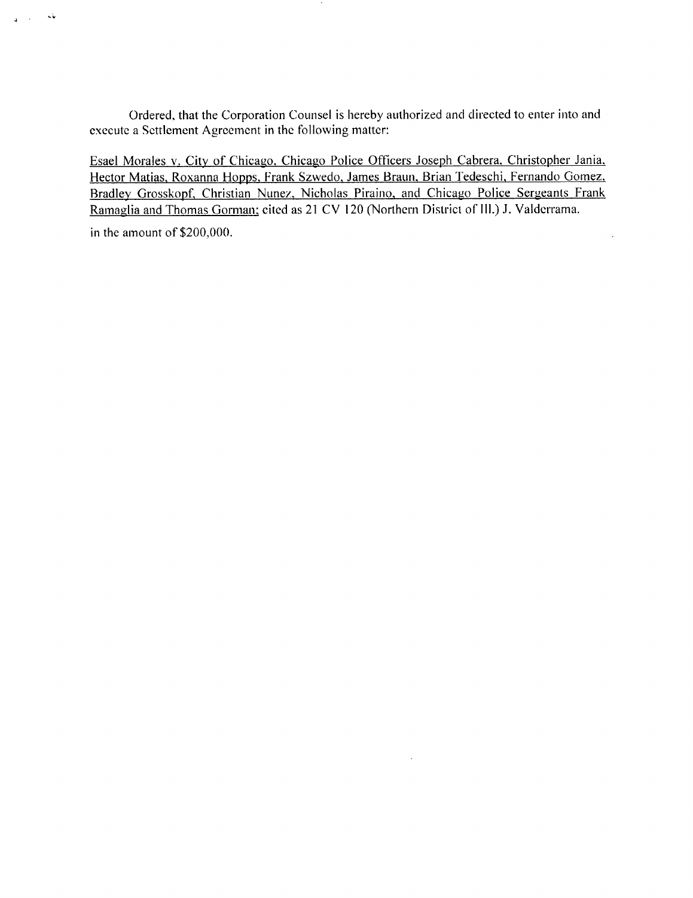Ordered, that the Corporation Counsel is hereby authorized and directed to enter into and execute a Settlement Agreement in the following matter:

Esael Morales v. City of Chicago, Chicago Police Officers Joseph Cabrera, Christopher Jania, Hector Matias, Roxanna Hopps, Frank Szwedo, James Braun, Brian Tedeschi, Fernando Gomez, Bradley Grosskopf, Christian Nunez, Nicholas Piraino, and Chicago Police Sergeants Frank Ramaglia and Thomas Gorman; cited as 21 CV 120 (Northern District of Ill.) J. Valderrama.

in the amount of $200,000.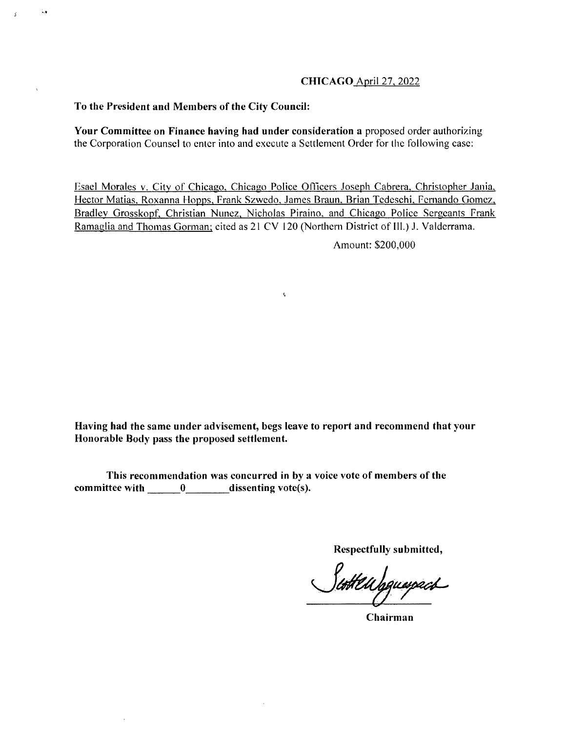**CHICAGO** April 27, 2022

**To the President and Members of the City Council:**

**Your Committee on Finance having had under consideration a** proposed order authorizing the Corporation Counsel to enter into and execute a Settlement Order for the following case:

Esael Morales v. City of Chicago, Chicago Police Officers Joseph Cabrera, Christopher Jania, Hector Matias, Roxanna Hopps, Frank Szwedo, James Braun, Brian Tedeschi, Fernando Gomez, Bradley Grosskopf, Christian Nunez, Nicholas Piraino, and Chicago Police Sergeants Frank Ramaglia and Thomas Gorman; cited as 21 CV 120 (Northern District of Ill.) J. Valderrama.

Amount: $200,000

**Having had the same under advisement, begs leave to report and recommend that your Honorable Body pass the proposed settlement.**

**This recommendation was concurred in by a voice vote of members of the committee with 0 dissenting vote(s).**

**Respectfully submitted,**

Scott Waguespack

**Chairman**